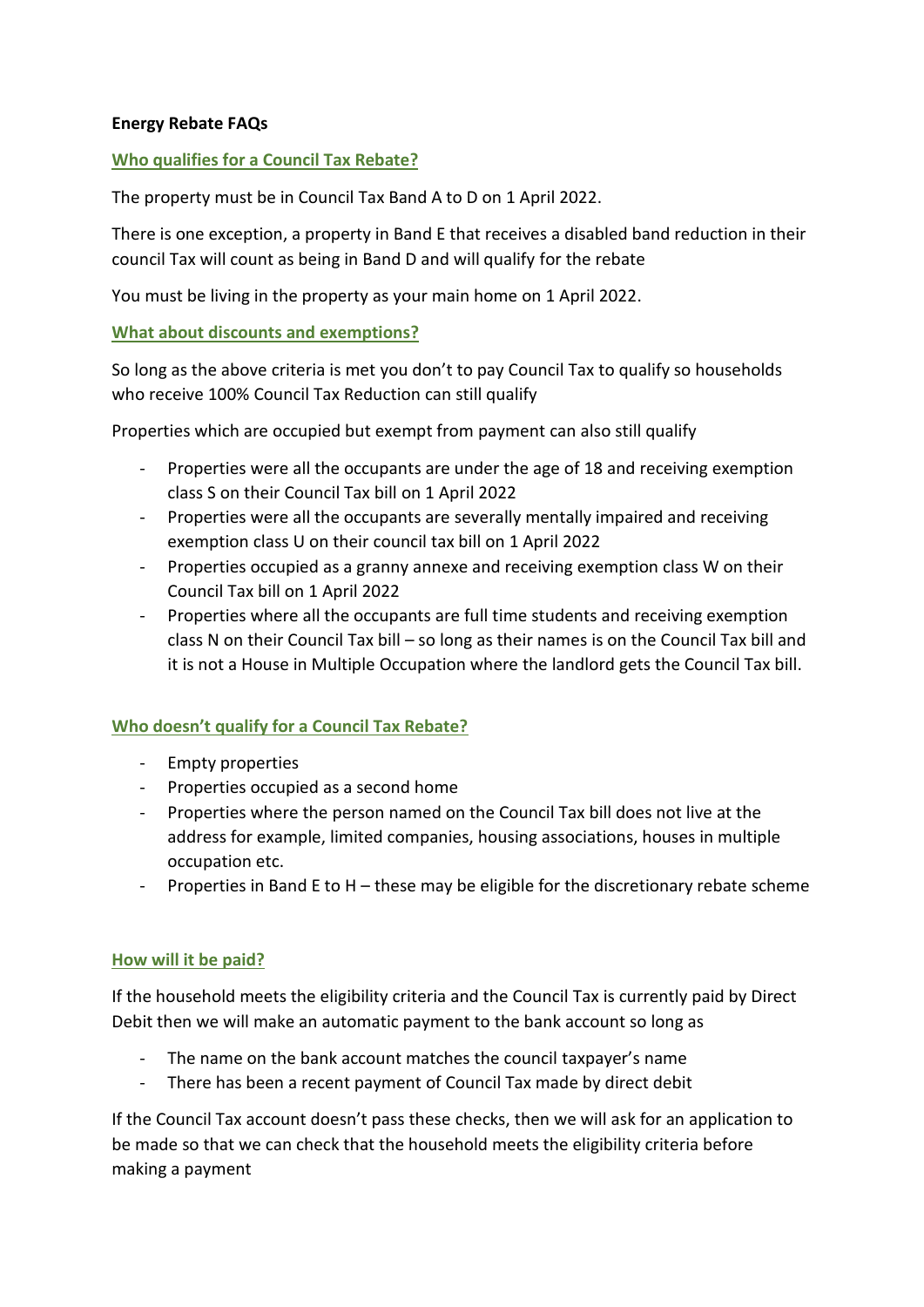**Energy Rebate FAQs**

## Who qualifies for a Council Tax Rebate?

The property must be in Council Tax Band A to D on 1 April 2022.

There is one exception, a property in Band E that receives a disabled band reduction in their council Tax will count as being in Band D and will qualify for the rebate

You must be living in the property as your main home on 1 April 2022.

## What about discounts and exemptions?

So long as the above criteria is met you don't to pay Council Tax to qualify so households who receive 100% Council Tax Reduction can still qualify

Properties which are occupied but exempt from payment can also still qualify

- Properties were all the occupants are under the age of 18 and receiving exemption class S on their Council Tax bill on 1 April 2022
- Properties were all the occupants are severally mentally impaired and receiving exemption class U on their council tax bill on 1 April 2022
- Properties occupied as a granny annexe and receiving exemption class W on their Council Tax bill on 1 April 2022
- Properties where all the occupants are full time students and receiving exemption class N on their Council Tax bill – so long as their names is on the Council Tax bill and it is not a House in Multiple Occupation where the landlord gets the Council Tax bill.

## Who doesn't qualify for a Council Tax Rebate?

- Empty properties
- Properties occupied as a second home
- Properties where the person named on the Council Tax bill does not live at the address for example, limited companies, housing associations, houses in multiple occupation etc.
- Properties in Band E to H – these may be eligible for the discretionary rebate scheme

## How will it be paid?

If the household meets the eligibility criteria and the Council Tax is currently paid by Direct Debit then we will make an automatic payment to the bank account so long as

- The name on the bank account matches the council taxpayer's name
- There has been a recent payment of Council Tax made by direct debit

If the Council Tax account doesn't pass these checks, then we will ask for an application to be made so that we can check that the household meets the eligibility criteria before making a payment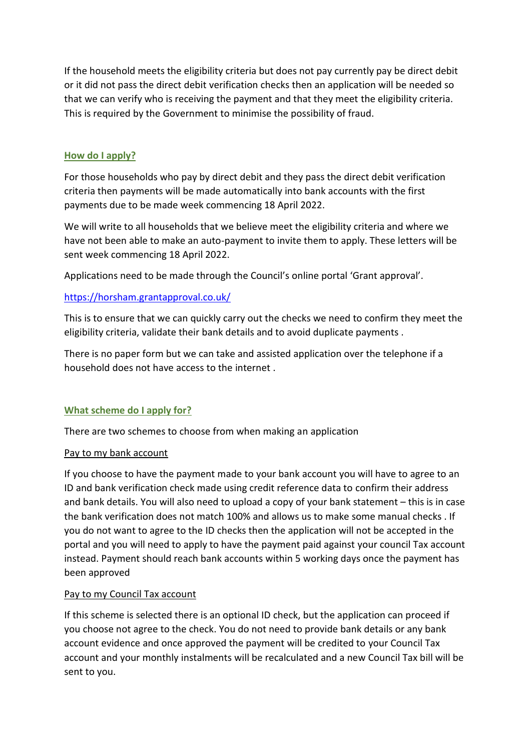If the household meets the eligibility criteria but does not pay currently pay be direct debit or it did not pass the direct debit verification checks then an application will be needed so that we can verify who is receiving the payment and that they meet the eligibility criteria. This is required by the Government to minimise the possibility of fraud.

## How do I apply?

For those households who pay by direct debit and they pass the direct debit verification criteria then payments will be made automatically into bank accounts with the first payments due to be made week commencing 18 April 2022.

We will write to all households that we believe meet the eligibility criteria and where we have not been able to make an auto-payment to invite them to apply. These letters will be sent week commencing 18 April 2022.

Applications need to be made through the Council's online portal 'Grant approval'.

https://horsham.grantapproval.co.uk/

This is to ensure that we can quickly carry out the checks we need to confirm they meet the eligibility criteria, validate their bank details and to avoid duplicate payments .

There is no paper form but we can take and assisted application over the telephone if a household does not have access to the internet .

## What scheme do I apply for?

There are two schemes to choose from when making an application

### Pay to my bank account

If you choose to have the payment made to your bank account you will have to agree to an ID and bank verification check made using credit reference data to confirm their address and bank details. You will also need to upload a copy of your bank statement – this is in case the bank verification does not match 100% and allows us to make some manual checks . If you do not want to agree to the ID checks then the application will not be accepted in the portal and you will need to apply to have the payment paid against your council Tax account instead. Payment should reach bank accounts within 5 working days once the payment has been approved

### Pay to my Council Tax account

If this scheme is selected there is an optional ID check, but the application can proceed if you choose not agree to the check. You do not need to provide bank details or any bank account evidence and once approved the payment will be credited to your Council Tax account and your monthly instalments will be recalculated and a new Council Tax bill will be sent to you.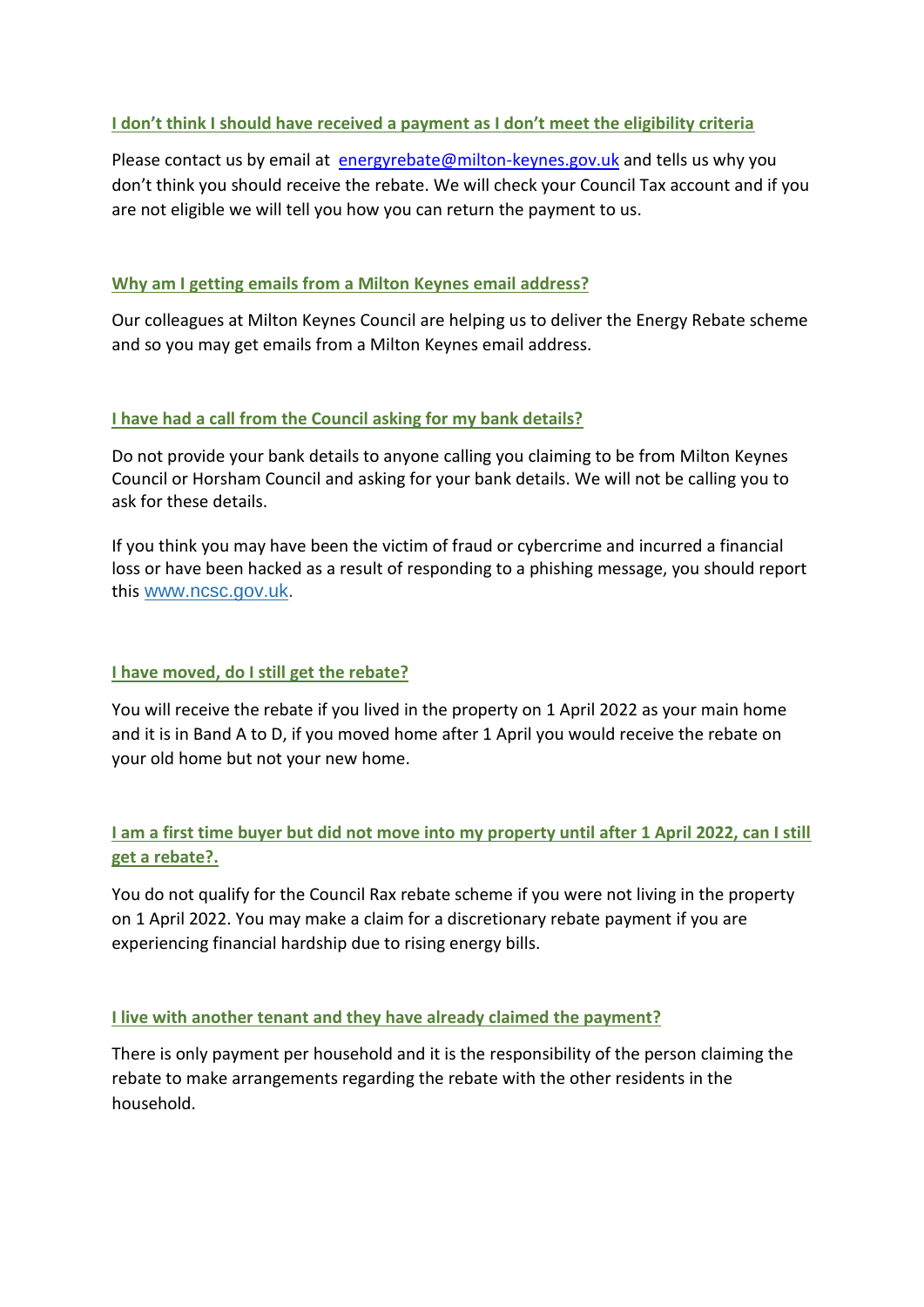**I don't think I should have received a payment as I don't meet the eligibility criteria**

Please contact us by email at energyrebate@milton-keynes.gov.uk and tells us why you don't think you should receive the rebate. We will check your Council Tax account and if you are not eligible we will tell you how you can return the payment to us.

**Why am I getting emails from a Milton Keynes email address?**

Our colleagues at Milton Keynes Council are helping us to deliver the Energy Rebate scheme and so you may get emails from a Milton Keynes email address.

**I have had a call from the Council asking for my bank details?**

Do not provide your bank details to anyone calling you claiming to be from Milton Keynes Council or Horsham Council and asking for your bank details. We will not be calling you to ask for these details.

If you think you may have been the victim of fraud or cybercrime and incurred a financial loss or have been hacked as a result of responding to a phishing message, you should report this www.ncsc.gov.uk.

**I have moved, do I still get the rebate?**

You will receive the rebate if you lived in the property on 1 April 2022 as your main home and it is in Band A to D, if you moved home after 1 April you would receive the rebate on your old home but not your new home.

**I am a first time buyer but did not move into my property until after 1 April 2022, can I still get a rebate?.**

You do not qualify for the Council Rax rebate scheme if you were not living in the property on 1 April 2022. You may make a claim for a discretionary rebate payment if you are experiencing financial hardship due to rising energy bills.

**I live with another tenant and they have already claimed the payment?**

There is only payment per household and it is the responsibility of the person claiming the rebate to make arrangements regarding the rebate with the other residents in the household.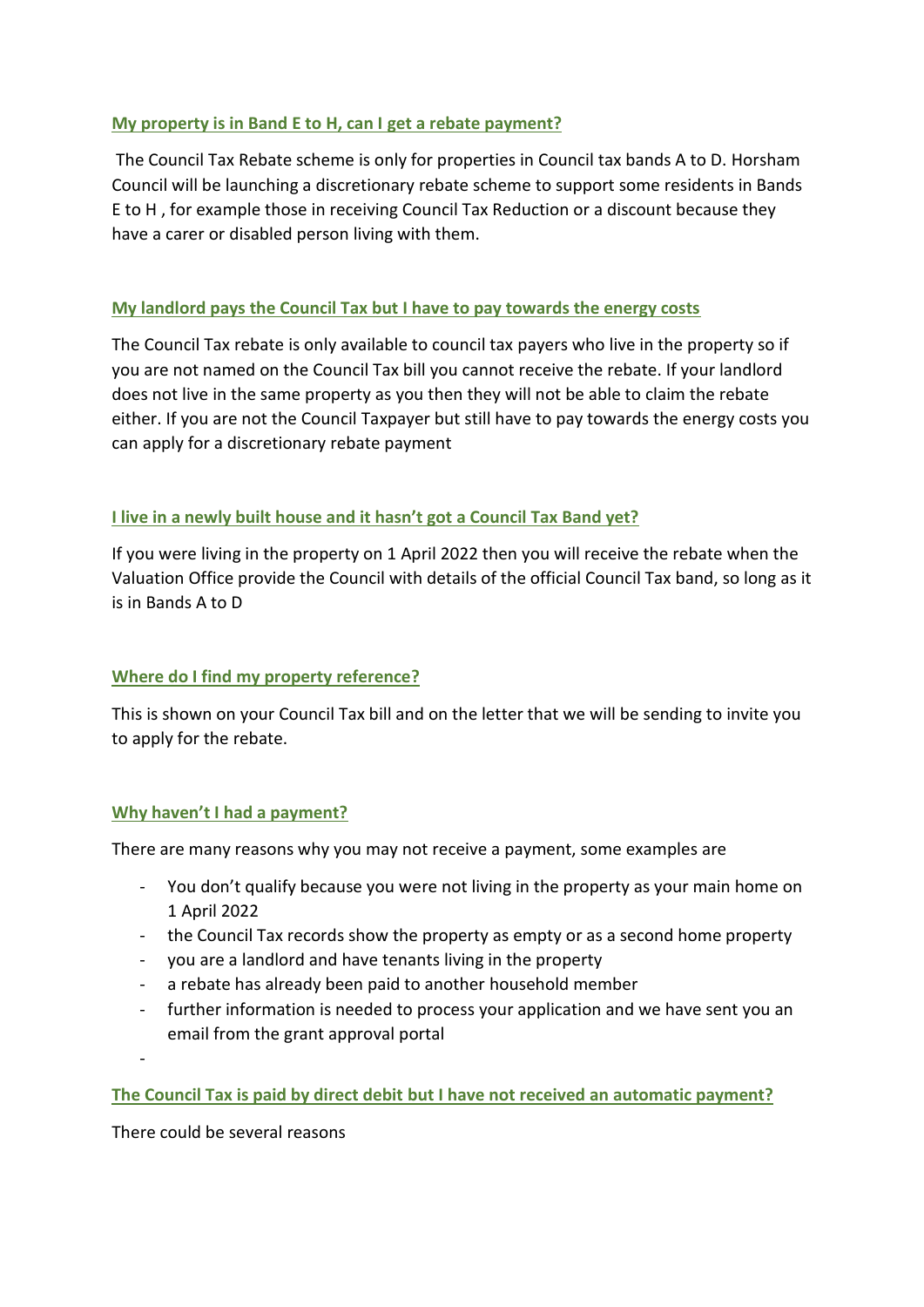## My property is in Band E to H, can I get a rebate payment?

The Council Tax Rebate scheme is only for properties in Council tax bands A to D. Horsham Council will be launching a discretionary rebate scheme to support some residents in Bands E to H , for example those in receiving Council Tax Reduction or a discount because they have a carer or disabled person living with them.

## My landlord pays the Council Tax but I have to pay towards the energy costs

The Council Tax rebate is only available to council tax payers who live in the property so if you are not named on the Council Tax bill you cannot receive the rebate. If your landlord does not live in the same property as you then they will not be able to claim the rebate either. If you are not the Council Taxpayer but still have to pay towards the energy costs you can apply for a discretionary rebate payment

## I live in a newly built house and it hasn't got a Council Tax Band yet?

If you were living in the property on 1 April 2022 then you will receive the rebate when the Valuation Office provide the Council with details of the official Council Tax band, so long as it is in Bands A to D

## Where do I find my property reference?

This is shown on your Council Tax bill and on the letter that we will be sending to invite you to apply for the rebate.

## Why haven't I had a payment?

There are many reasons why you may not receive a payment, some examples are

- You don't qualify because you were not living in the property as your main home on 1 April 2022
- the Council Tax records show the property as empty or as a second home property
- you are a landlord and have tenants living in the property
- a rebate has already been paid to another household member
- further information is needed to process your application and we have sent you an email from the grant approval portal

## The Council Tax is paid by direct debit but I have not received an automatic payment?

There could be several reasons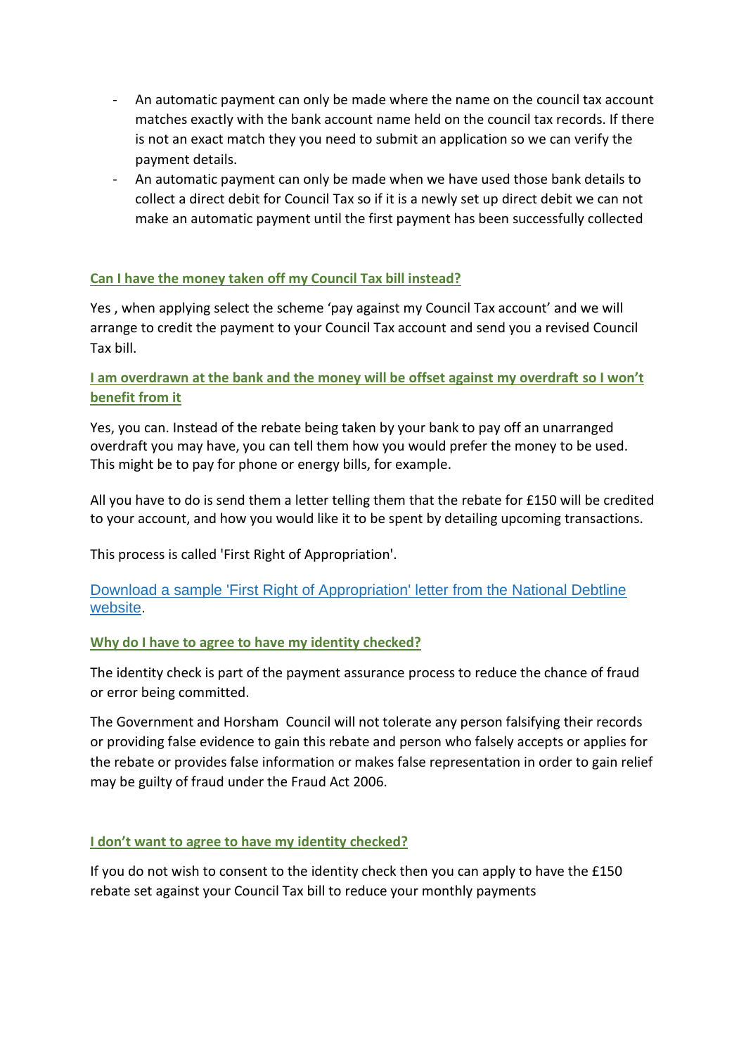- An automatic payment can only be made where the name on the council tax account matches exactly with the bank account name held on the council tax records. If there is not an exact match they you need to submit an application so we can verify the payment details.
- An automatic payment can only be made when we have used those bank details to collect a direct debit for Council Tax so if it is a newly set up direct debit we can not make an automatic payment until the first payment has been successfully collected

### Can I have the money taken off my Council Tax bill instead?

Yes , when applying select the scheme 'pay against my Council Tax account' and we will arrange to credit the payment to your Council Tax account and send you a revised Council Tax bill.

### I am overdrawn at the bank and the money will be offset against my overdraft so I won't benefit from it

Yes, you can. Instead of the rebate being taken by your bank to pay off an unarranged overdraft you may have, you can tell them how you would prefer the money to be used. This might be to pay for phone or energy bills, for example.

All you have to do is send them a letter telling them that the rebate for £150 will be credited to your account, and how you would like it to be spent by detailing upcoming transactions.

This process is called 'First Right of Appropriation'.

[Download a sample 'First Right of Appropriation' letter from the National Debtline website].

### Why do I have to agree to have my identity checked?

The identity check is part of the payment assurance process to reduce the chance of fraud or error being committed.

The Government and Horsham Council will not tolerate any person falsifying their records or providing false evidence to gain this rebate and person who falsely accepts or applies for the rebate or provides false information or makes false representation in order to gain relief may be guilty of fraud under the Fraud Act 2006.

### I don't want to agree to have my identity checked?

If you do not wish to consent to the identity check then you can apply to have the £150 rebate set against your Council Tax bill to reduce your monthly payments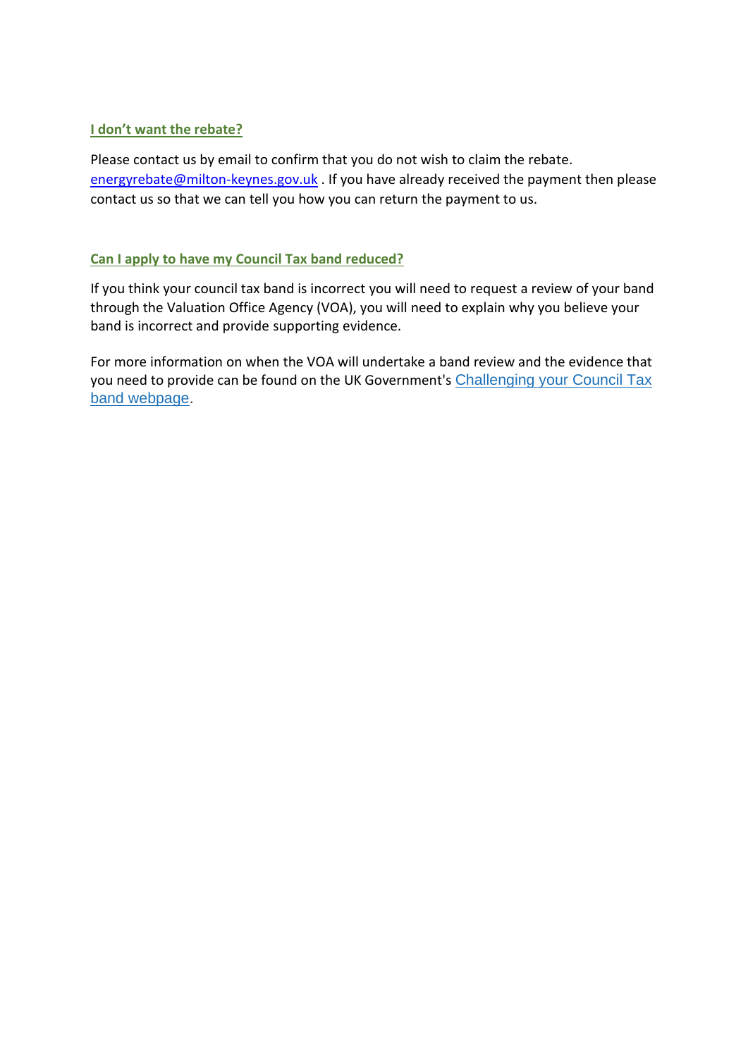## I don't want the rebate?

Please contact us by email to confirm that you do not wish to claim the rebate. energyrebate@milton-keynes.gov.uk . If you have already received the payment then please contact us so that we can tell you how you can return the payment to us.

## Can I apply to have my Council Tax band reduced?

If you think your council tax band is incorrect you will need to request a review of your band through the Valuation Office Agency (VOA), you will need to explain why you believe your band is incorrect and provide supporting evidence.

For more information on when the VOA will undertake a band review and the evidence that you need to provide can be found on the UK Government's Challenging your Council Tax band webpage.